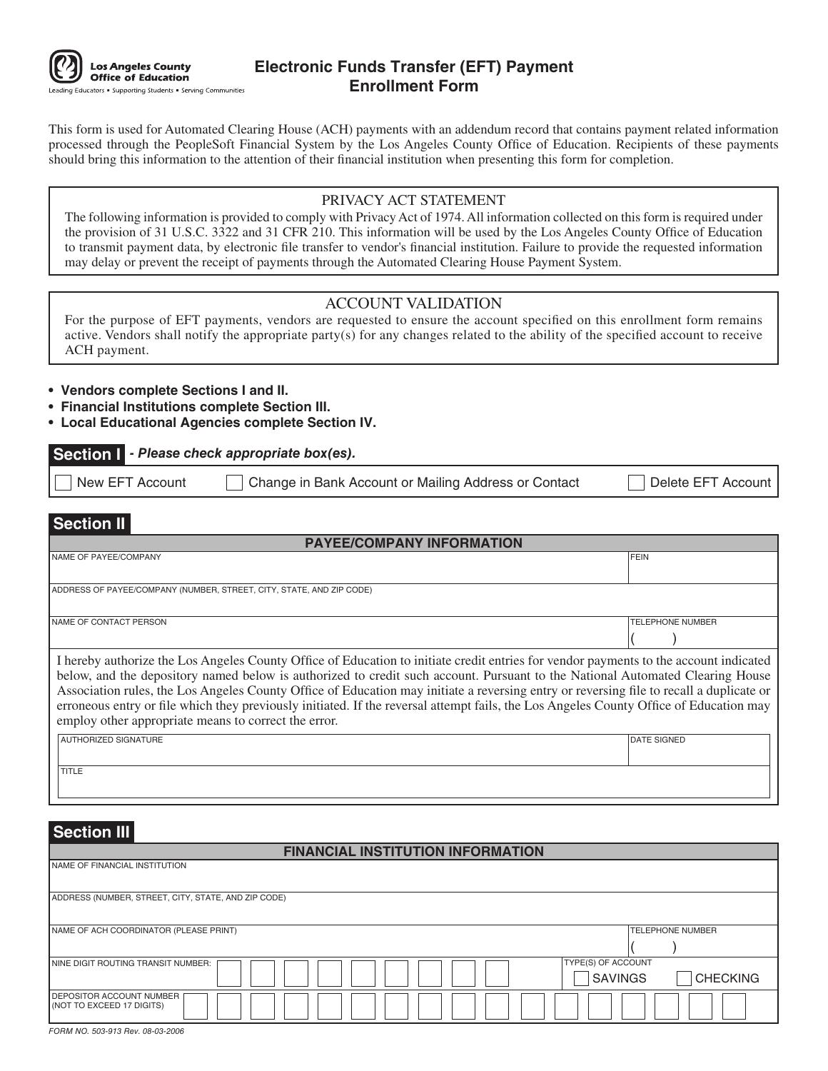Los Angeles County Office of Education

Leading Educators • Supporting Students • Serving Communities

# Electronic Funds Transfer (EFT) Payment Enrollment Form

This form is used for Automated Clearing House (ACH) payments with an addendum record that contains payment related information processed through the PeopleSoft Financial System by the Los Angeles County Office of Education. Recipients of these payments should bring this information to the attention of their financial institution when presenting this form for completion.

## PRIVACY ACT STATEMENT

The following information is provided to comply with Privacy Act of 1974. All information collected on this form is required under the provision of 31 U.S.C. 3322 and 31 CFR 210. This information will be used by the Los Angeles County Office of Education to transmit payment data, by electronic file transfer to vendor's financial institution. Failure to provide the requested information may delay or prevent the receipt of payments through the Automated Clearing House Payment System.

## ACCOUNT VALIDATION

For the purpose of EFT payments, vendors are requested to ensure the account specified on this enrollment form remains active. Vendors shall notify the appropriate party(s) for any changes related to the ability of the specified account to receive ACH payment.

- **Vendors complete Sections I and II.**
- **Financial Institutions complete Section III.**
- **Local Educational Agencies complete Section IV.**

## Section I - *Please check appropriate box(es).*

☐ New EFT Account ☐ Change in Bank Account or Mailing Address or Contact ☐ Delete EFT Account

## Section II

| PAYEE/COMPANY INFORMATION | |
|---|---|
| NAME OF PAYEE/COMPANY | FEIN |
| ADDRESS OF PAYEE/COMPANY (NUMBER, STREET, CITY, STATE, AND ZIP CODE) | |
| NAME OF CONTACT PERSON | TELEPHONE NUMBER ( ) |

I hereby authorize the Los Angeles County Office of Education to initiate credit entries for vendor payments to the account indicated below, and the depository named below is authorized to credit such account. Pursuant to the National Automated Clearing House Association rules, the Los Angeles County Office of Education may initiate a reversing entry or reversing file to recall a duplicate or erroneous entry or file which they previously initiated. If the reversal attempt fails, the Los Angeles County Office of Education may employ other appropriate means to correct the error.

| AUTHORIZED SIGNATURE | DATE SIGNED |
|---|---|
| TITLE | |

## Section III

| FINANCIAL INSTITUTION INFORMATION | |
|---|---|
| NAME OF FINANCIAL INSTITUTION | |
| ADDRESS (NUMBER, STREET, CITY, STATE, AND ZIP CODE) | |
| NAME OF ACH COORDINATOR (PLEASE PRINT) | TELEPHONE NUMBER ( ) |
| NINE DIGIT ROUTING TRANSIT NUMBER: ☐☐☐☐☐☐☐☐☐ | TYPE(S) OF ACCOUNT ☐ SAVINGS ☐ CHECKING |
| DEPOSITOR ACCOUNT NUMBER (NOT TO EXCEED 17 DIGITS) ☐☐☐☐☐☐☐☐☐☐☐☐☐☐☐☐☐ | |

FORM NO. 503-913 Rev. 08-03-2006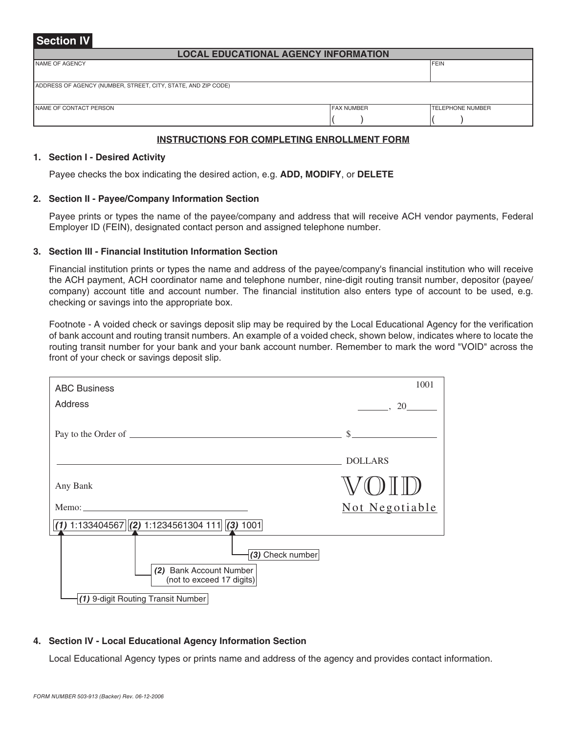## Section IV

| LOCAL EDUCATIONAL AGENCY INFORMATION | | |
|---|---|---|
| NAME OF AGENCY | | FEIN |
| ADDRESS OF AGENCY (NUMBER, STREET, CITY, STATE, AND ZIP CODE) | | |
| NAME OF CONTACT PERSON | FAX NUMBER<br>( ) | TELEPHONE NUMBER<br>( ) |

**INSTRUCTIONS FOR COMPLETING ENROLLMENT FORM**

1. **Section I - Desired Activity**

   Payee checks the box indicating the desired action, e.g. **ADD, MODIFY**, or **DELETE**

2. **Section II - Payee/Company Information Section**

   Payee prints or types the name of the payee/company and address that will receive ACH vendor payments, Federal Employer ID (FEIN), designated contact person and assigned telephone number.

3. **Section III - Financial Institution Information Section**

   Financial institution prints or types the name and address of the payee/company's financial institution who will receive the ACH payment, ACH coordinator name and telephone number, nine-digit routing transit number, depositor (payee/company) account title and account number. The financial institution also enters type of account to be used, e.g. checking or savings into the appropriate box.

   Footnote - A voided check or savings deposit slip may be required by the Local Educational Agency for the verification of bank account and routing transit numbers. An example of a voided check, shown below, indicates where to locate the routing transit number for your bank and your bank account number. Remember to mark the word "VOID" across the front of your check or savings deposit slip.

   ABC Business
   Address
   1001
   ______, 20______
   Pay to the Order of ______________________ $__________
   ______________________ DOLLARS
   Any Bank
   Memo: ______________
   VOID
   Not Negotiable
   ***(1)*** 1:133404567 ***(2)*** 1:1234561304 111 ***(3)*** 1001

   ***(3)*** Check number
   ***(2)*** Bank Account Number (not to exceed 17 digits)
   ***(1)*** 9-digit Routing Transit Number

4. **Section IV - Local Educational Agency Information Section**

   Local Educational Agency types or prints name and address of the agency and provides contact information.

*FORM NUMBER 503-913 (Backer) Rev. 06-12-2006*